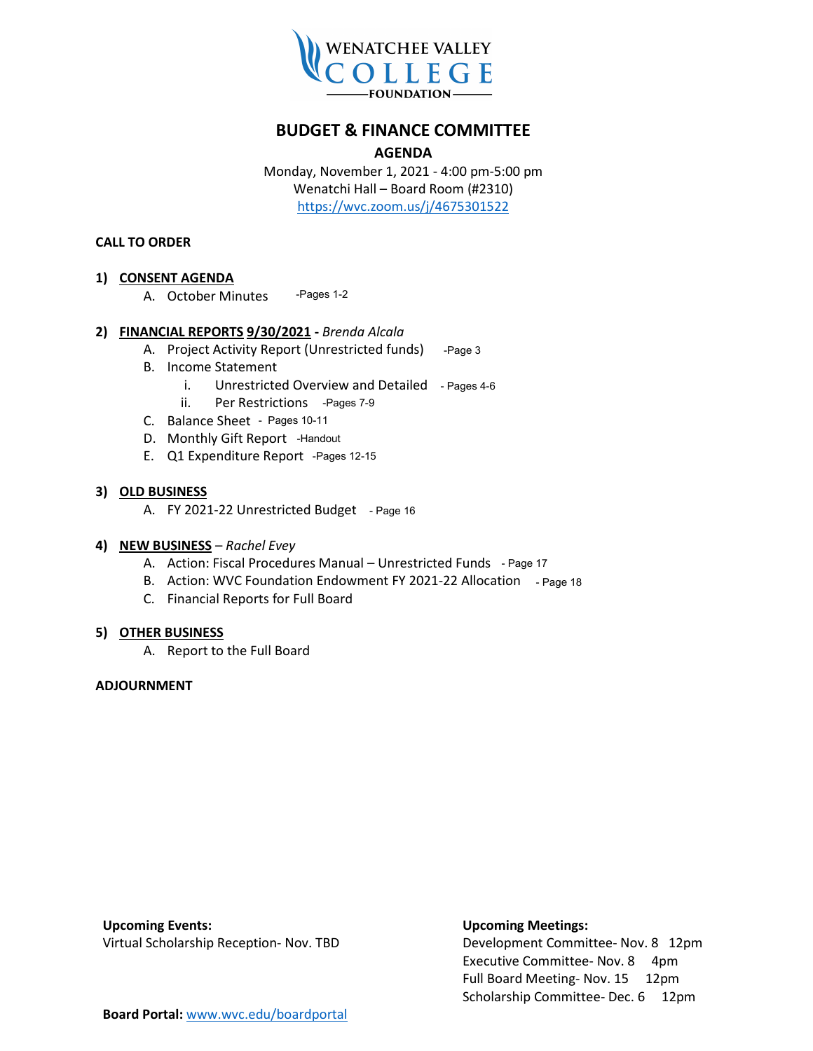WENATCHEE VALLEY COLLEGE FOUNDATION

# BUDGET & FINANCE COMMITTEE

## AGENDA

Monday, November 1, 2021 - 4:00 pm-5:00 pm
Wenatchi Hall – Board Room (#2310)
https://wvc.zoom.us/j/4675301522

**CALL TO ORDER**

**1) <u>CONSENT AGENDA</u>**

A. October Minutes -Pages 1-2

**2) <u>FINANCIAL REPORTS</u> <u>9/30/2021</u> -** *Brenda Alcala*

A. Project Activity Report (Unrestricted funds) -Page 3
B. Income Statement
   i. Unrestricted Overview and Detailed - Pages 4-6
   ii. Per Restrictions -Pages 7-9
C. Balance Sheet - Pages 10-11
D. Monthly Gift Report -Handout
E. Q1 Expenditure Report -Pages 12-15

**3) <u>OLD BUSINESS</u>**

A. FY 2021-22 Unrestricted Budget - Page 16

**4) <u>NEW BUSINESS</u>** – *Rachel Evey*

A. Action: Fiscal Procedures Manual – Unrestricted Funds - Page 17
B. Action: WVC Foundation Endowment FY 2021-22 Allocation - Page 18
C. Financial Reports for Full Board

**5) <u>OTHER BUSINESS</u>**

A. Report to the Full Board

**ADJOURNMENT**

**Upcoming Events:**
Virtual Scholarship Reception- Nov. TBD

**Upcoming Meetings:**
Development Committee- Nov. 8 12pm
Executive Committee- Nov. 8 4pm
Full Board Meeting- Nov. 15 12pm
Scholarship Committee- Dec. 6 12pm

**Board Portal:** www.wvc.edu/boardportal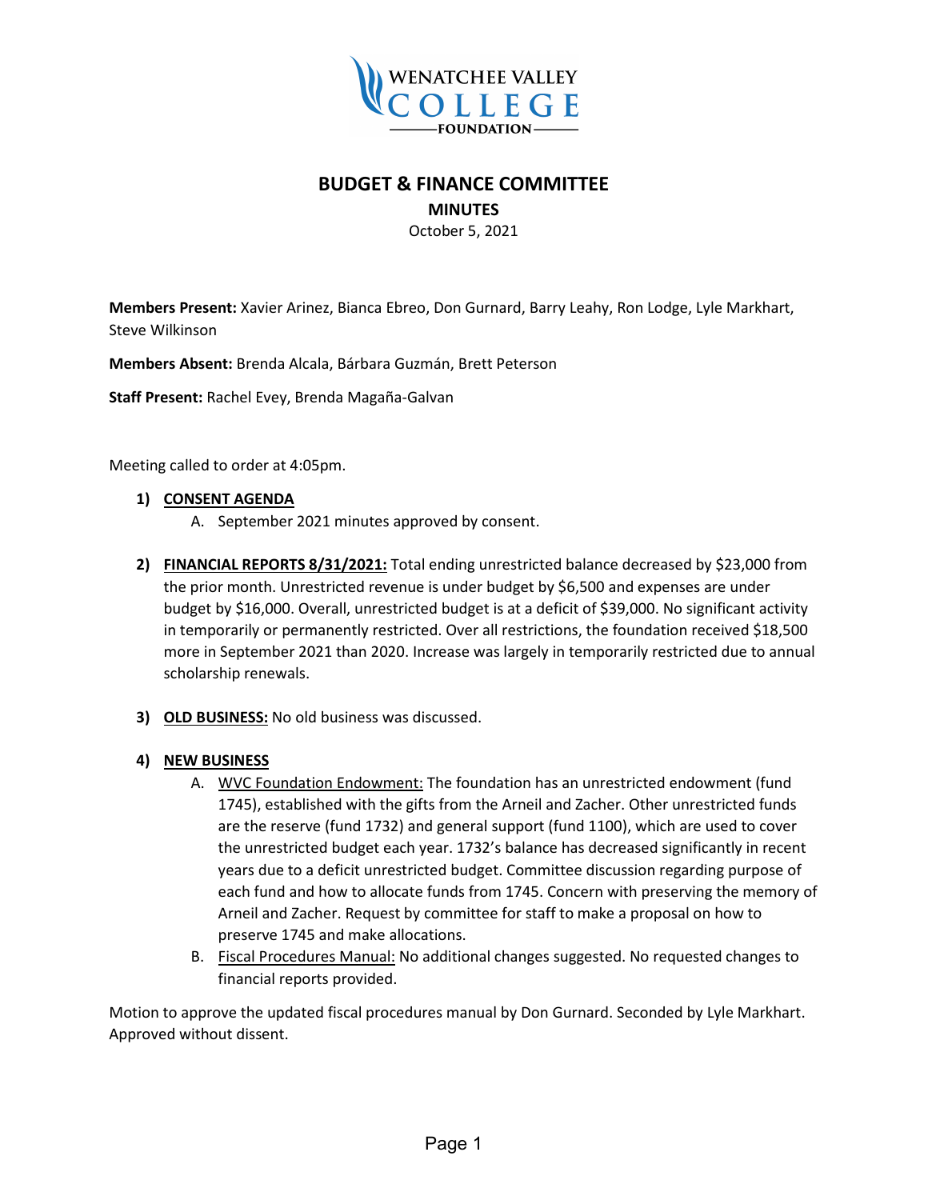# BUDGET & FINANCE COMMITTEE

## MINUTES

October 5, 2021

**Members Present:** Xavier Arinez, Bianca Ebreo, Don Gurnard, Barry Leahy, Ron Lodge, Lyle Markhart, Steve Wilkinson

**Members Absent:** Brenda Alcala, Bárbara Guzmán, Brett Peterson

**Staff Present:** Rachel Evey, Brenda Magaña-Galvan

Meeting called to order at 4:05pm.

1) **CONSENT AGENDA**
   A. September 2021 minutes approved by consent.

2) **FINANCIAL REPORTS 8/31/2021:** Total ending unrestricted balance decreased by $23,000 from the prior month. Unrestricted revenue is under budget by $6,500 and expenses are under budget by $16,000. Overall, unrestricted budget is at a deficit of $39,000. No significant activity in temporarily or permanently restricted. Over all restrictions, the foundation received $18,500 more in September 2021 than 2020. Increase was largely in temporarily restricted due to annual scholarship renewals.

3) **OLD BUSINESS:** No old business was discussed.

4) **NEW BUSINESS**
   A. WVC Foundation Endowment: The foundation has an unrestricted endowment (fund 1745), established with the gifts from the Arneil and Zacher. Other unrestricted funds are the reserve (fund 1732) and general support (fund 1100), which are used to cover the unrestricted budget each year. 1732's balance has decreased significantly in recent years due to a deficit unrestricted budget. Committee discussion regarding purpose of each fund and how to allocate funds from 1745. Concern with preserving the memory of Arneil and Zacher. Request by committee for staff to make a proposal on how to preserve 1745 and make allocations.
   B. Fiscal Procedures Manual: No additional changes suggested. No requested changes to financial reports provided.

Motion to approve the updated fiscal procedures manual by Don Gurnard. Seconded by Lyle Markhart. Approved without dissent.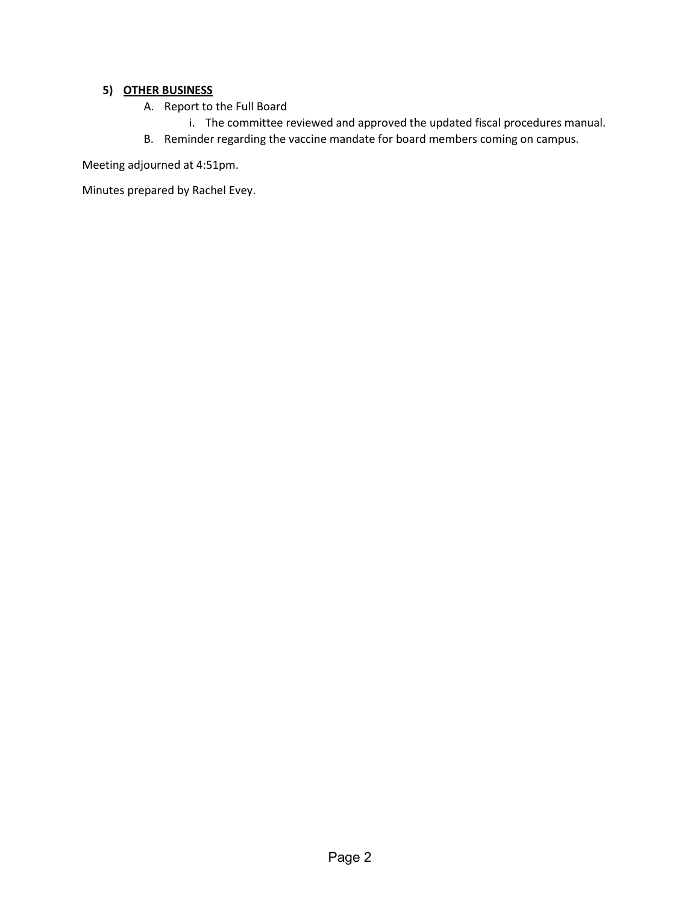5) **OTHER BUSINESS**

   A. Report to the Full Board

      i. The committee reviewed and approved the updated fiscal procedures manual.

   B. Reminder regarding the vaccine mandate for board members coming on campus.

Meeting adjourned at 4:51pm.

Minutes prepared by Rachel Evey.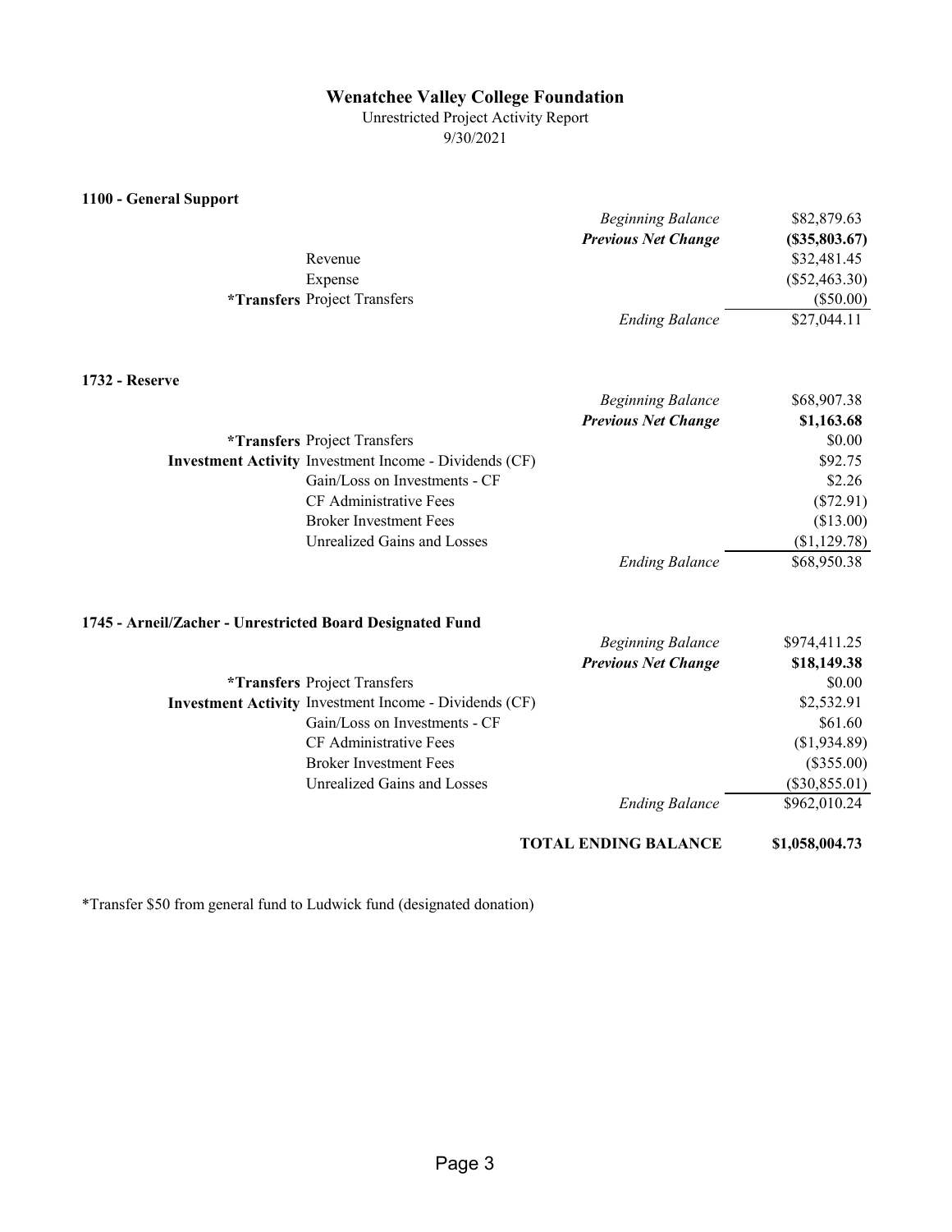# Wenatchee Valley College Foundation

Unrestricted Project Activity Report

9/30/2021

## 1100 - General Support

| | | | |
|---|---|---|---|
| | | *Beginning Balance* | $82,879.63 |
| | | ***Previous Net Change*** | **($35,803.67)** |
| | Revenue | | $32,481.45 |
| | Expense | | ($52,463.30) |
| **\*Transfers** | Project Transfers | | ($50.00) |
| | | *Ending Balance* | $27,044.11 |

## 1732 - Reserve

| | | | |
|---|---|---|---|
| | | *Beginning Balance* | $68,907.38 |
| | | ***Previous Net Change*** | **$1,163.68** |
| **\*Transfers** | Project Transfers | | $0.00 |
| **Investment Activity** | Investment Income - Dividends (CF) | | $92.75 |
| | Gain/Loss on Investments - CF | | $2.26 |
| | CF Administrative Fees | | ($72.91) |
| | Broker Investment Fees | | ($13.00) |
| | Unrealized Gains and Losses | | ($1,129.78) |
| | | *Ending Balance* | $68,950.38 |

## 1745 - Arneil/Zacher - Unrestricted Board Designated Fund

| | | | |
|---|---|---|---|
| | | *Beginning Balance* | $974,411.25 |
| | | ***Previous Net Change*** | **$18,149.38** |
| **\*Transfers** | Project Transfers | | $0.00 |
| **Investment Activity** | Investment Income - Dividends (CF) | | $2,532.91 |
| | Gain/Loss on Investments - CF | | $61.60 |
| | CF Administrative Fees | | ($1,934.89) |
| | Broker Investment Fees | | ($355.00) |
| | Unrealized Gains and Losses | | ($30,855.01) |
| | | *Ending Balance* | $962,010.24 |
| | | **TOTAL ENDING BALANCE** | **$1,058,004.73** |

*Transfer $50 from general fund to Ludwick fund (designated donation)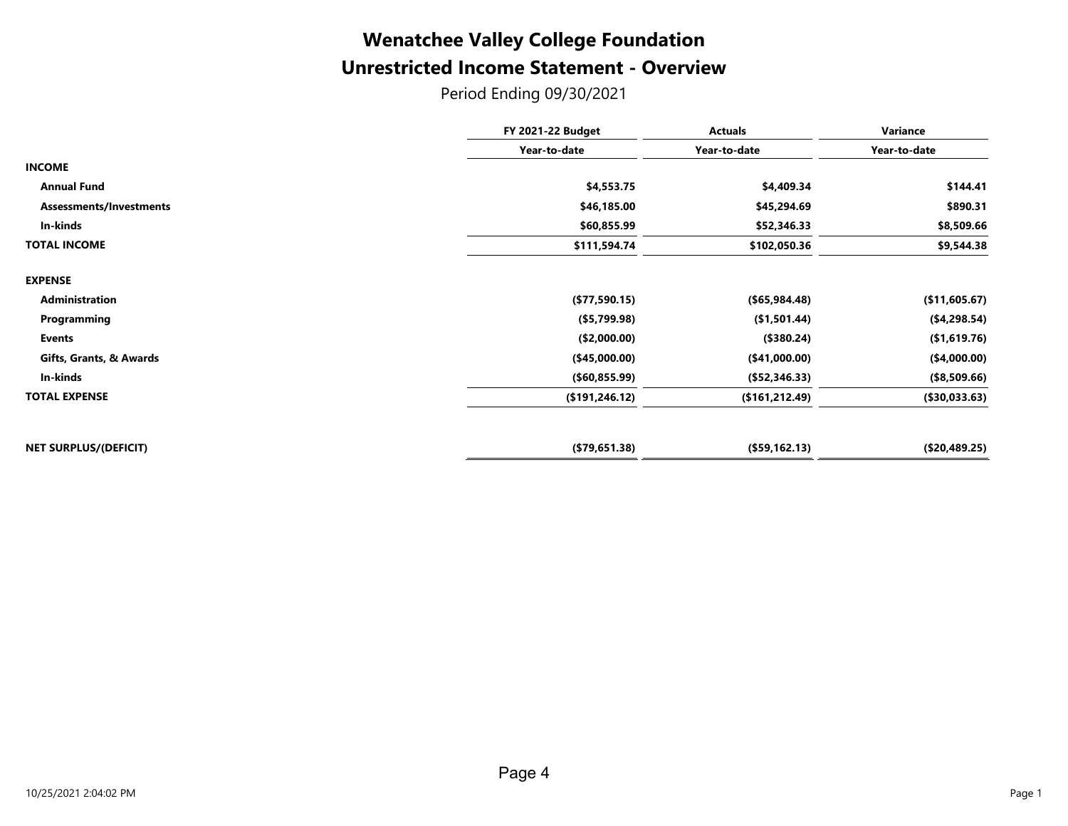# Wenatchee Valley College Foundation

## Unrestricted Income Statement - Overview

Period Ending 09/30/2021

| | FY 2021-22 Budget | Actuals | Variance |
|---|---|---|---|
| | Year-to-date | Year-to-date | Year-to-date |
| **INCOME** | | | |
| **Annual Fund** | **$4,553.75** | **$4,409.34** | **$144.41** |
| **Assessments/Investments** | **$46,185.00** | **$45,294.69** | **$890.31** |
| **In-kinds** | **$60,855.99** | **$52,346.33** | **$8,509.66** |
| **TOTAL INCOME** | **$111,594.74** | **$102,050.36** | **$9,544.38** |
| **EXPENSE** | | | |
| **Administration** | **($77,590.15)** | **($65,984.48)** | **($11,605.67)** |
| **Programming** | **($5,799.98)** | **($1,501.44)** | **($4,298.54)** |
| **Events** | **($2,000.00)** | **($380.24)** | **($1,619.76)** |
| **Gifts, Grants, & Awards** | **($45,000.00)** | **($41,000.00)** | **($4,000.00)** |
| **In-kinds** | **($60,855.99)** | **($52,346.33)** | **($8,509.66)** |
| **TOTAL EXPENSE** | **($191,246.12)** | **($161,212.49)** | **($30,033.63)** |
| **NET SURPLUS/(DEFICIT)** | **($79,651.38)** | **($59,162.13)** | **($20,489.25)** |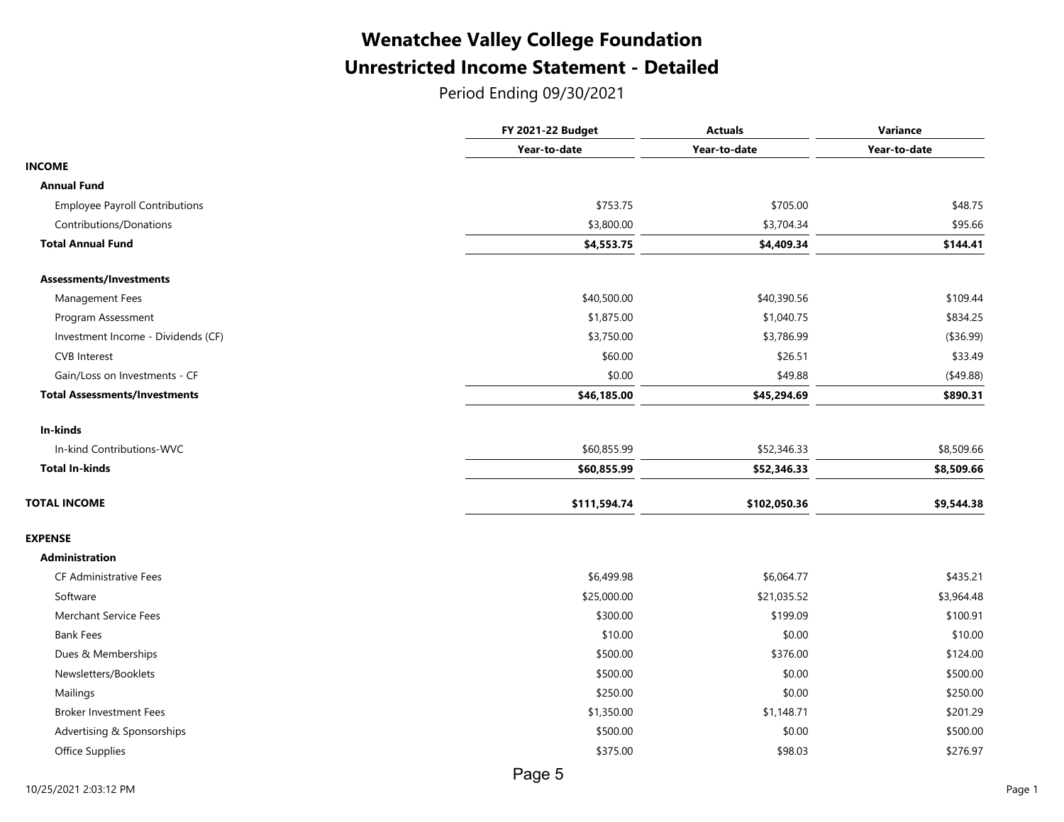# Wenatchee Valley College Foundation

## Unrestricted Income Statement - Detailed

Period Ending 09/30/2021

| | FY 2021-22 Budget | Actuals | Variance |
|---|---|---|---|
| | Year-to-date | Year-to-date | Year-to-date |
| **INCOME** | | | |
| **Annual Fund** | | | |
| Employee Payroll Contributions | $753.75 | $705.00 | $48.75 |
| Contributions/Donations | $3,800.00 | $3,704.34 | $95.66 |
| **Total Annual Fund** | **$4,553.75** | **$4,409.34** | **$144.41** |
| **Assessments/Investments** | | | |
| Management Fees | $40,500.00 | $40,390.56 | $109.44 |
| Program Assessment | $1,875.00 | $1,040.75 | $834.25 |
| Investment Income - Dividends (CF) | $3,750.00 | $3,786.99 | ($36.99) |
| CVB Interest | $60.00 | $26.51 | $33.49 |
| Gain/Loss on Investments - CF | $0.00 | $49.88 | ($49.88) |
| **Total Assessments/Investments** | **$46,185.00** | **$45,294.69** | **$890.31** |
| **In-kinds** | | | |
| In-kind Contributions-WVC | $60,855.99 | $52,346.33 | $8,509.66 |
| **Total In-kinds** | **$60,855.99** | **$52,346.33** | **$8,509.66** |
| **TOTAL INCOME** | **$111,594.74** | **$102,050.36** | **$9,544.38** |
| **EXPENSE** | | | |
| **Administration** | | | |
| CF Administrative Fees | $6,499.98 | $6,064.77 | $435.21 |
| Software | $25,000.00 | $21,035.52 | $3,964.48 |
| Merchant Service Fees | $300.00 | $199.09 | $100.91 |
| Bank Fees | $10.00 | $0.00 | $10.00 |
| Dues & Memberships | $500.00 | $376.00 | $124.00 |
| Newsletters/Booklets | $500.00 | $0.00 | $500.00 |
| Mailings | $250.00 | $0.00 | $250.00 |
| Broker Investment Fees | $1,350.00 | $1,148.71 | $201.29 |
| Advertising & Sponsorships | $500.00 | $0.00 | $500.00 |
| Office Supplies | $375.00 | $98.03 | $276.97 |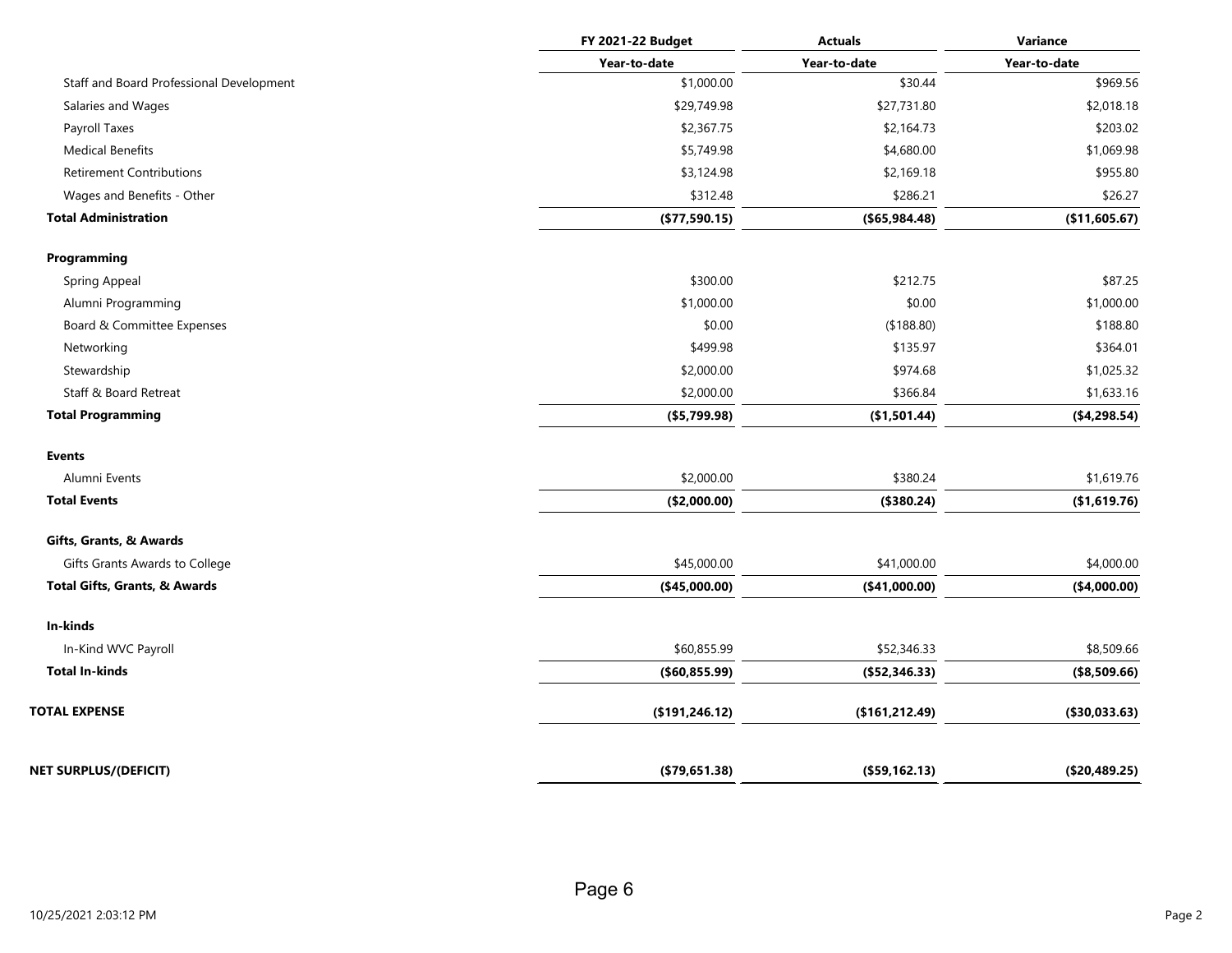| | FY 2021-22 Budget | Actuals | Variance |
|---|---|---|---|
| | Year-to-date | Year-to-date | Year-to-date |
| Staff and Board Professional Development | $1,000.00 | $30.44 | $969.56 |
| Salaries and Wages | $29,749.98 | $27,731.80 | $2,018.18 |
| Payroll Taxes | $2,367.75 | $2,164.73 | $203.02 |
| Medical Benefits | $5,749.98 | $4,680.00 | $1,069.98 |
| Retirement Contributions | $3,124.98 | $2,169.18 | $955.80 |
| Wages and Benefits - Other | $312.48 | $286.21 | $26.27 |
| **Total Administration** | **($77,590.15)** | **($65,984.48)** | **($11,605.67)** |
| **Programming** | | | |
| Spring Appeal | $300.00 | $212.75 | $87.25 |
| Alumni Programming | $1,000.00 | $0.00 | $1,000.00 |
| Board & Committee Expenses | $0.00 | ($188.80) | $188.80 |
| Networking | $499.98 | $135.97 | $364.01 |
| Stewardship | $2,000.00 | $974.68 | $1,025.32 |
| Staff & Board Retreat | $2,000.00 | $366.84 | $1,633.16 |
| **Total Programming** | **($5,799.98)** | **($1,501.44)** | **($4,298.54)** |
| **Events** | | | |
| Alumni Events | $2,000.00 | $380.24 | $1,619.76 |
| **Total Events** | **($2,000.00)** | **($380.24)** | **($1,619.76)** |
| **Gifts, Grants, & Awards** | | | |
| Gifts Grants Awards to College | $45,000.00 | $41,000.00 | $4,000.00 |
| **Total Gifts, Grants, & Awards** | **($45,000.00)** | **($41,000.00)** | **($4,000.00)** |
| **In-kinds** | | | |
| In-Kind WVC Payroll | $60,855.99 | $52,346.33 | $8,509.66 |
| **Total In-kinds** | **($60,855.99)** | **($52,346.33)** | **($8,509.66)** |
| **TOTAL EXPENSE** | **($191,246.12)** | **($161,212.49)** | **($30,033.63)** |
| **NET SURPLUS/(DEFICIT)** | **($79,651.38)** | **($59,162.13)** | **($20,489.25)** |

10/25/2021 2:03:12 PM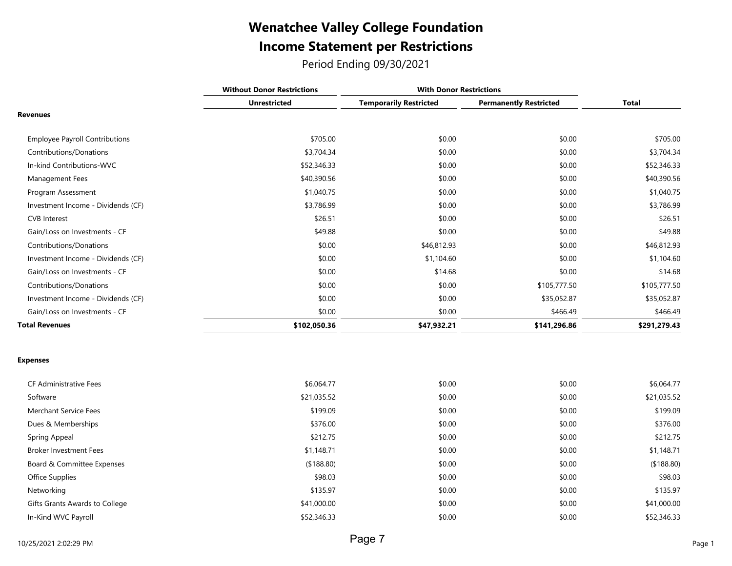# Wenatchee Valley College Foundation

## Income Statement per Restrictions

Period Ending 09/30/2021

| | Without Donor Restrictions | With Donor Restrictions | | |
|---|---|---|---|---|
| | Unrestricted | Temporarily Restricted | Permanently Restricted | Total |
| **Revenues** | | | | |
| Employee Payroll Contributions | $705.00 | $0.00 | $0.00 | $705.00 |
| Contributions/Donations | $3,704.34 | $0.00 | $0.00 | $3,704.34 |
| In-kind Contributions-WVC | $52,346.33 | $0.00 | $0.00 | $52,346.33 |
| Management Fees | $40,390.56 | $0.00 | $0.00 | $40,390.56 |
| Program Assessment | $1,040.75 | $0.00 | $0.00 | $1,040.75 |
| Investment Income - Dividends (CF) | $3,786.99 | $0.00 | $0.00 | $3,786.99 |
| CVB Interest | $26.51 | $0.00 | $0.00 | $26.51 |
| Gain/Loss on Investments - CF | $49.88 | $0.00 | $0.00 | $49.88 |
| Contributions/Donations | $0.00 | $46,812.93 | $0.00 | $46,812.93 |
| Investment Income - Dividends (CF) | $0.00 | $1,104.60 | $0.00 | $1,104.60 |
| Gain/Loss on Investments - CF | $0.00 | $14.68 | $0.00 | $14.68 |
| Contributions/Donations | $0.00 | $0.00 | $105,777.50 | $105,777.50 |
| Investment Income - Dividends (CF) | $0.00 | $0.00 | $35,052.87 | $35,052.87 |
| Gain/Loss on Investments - CF | $0.00 | $0.00 | $466.49 | $466.49 |
| **Total Revenues** | **$102,050.36** | **$47,932.21** | **$141,296.86** | **$291,279.43** |
| **Expenses** | | | | |
| CF Administrative Fees | $6,064.77 | $0.00 | $0.00 | $6,064.77 |
| Software | $21,035.52 | $0.00 | $0.00 | $21,035.52 |
| Merchant Service Fees | $199.09 | $0.00 | $0.00 | $199.09 |
| Dues & Memberships | $376.00 | $0.00 | $0.00 | $376.00 |
| Spring Appeal | $212.75 | $0.00 | $0.00 | $212.75 |
| Broker Investment Fees | $1,148.71 | $0.00 | $0.00 | $1,148.71 |
| Board & Committee Expenses | ($188.80) | $0.00 | $0.00 | ($188.80) |
| Office Supplies | $98.03 | $0.00 | $0.00 | $98.03 |
| Networking | $135.97 | $0.00 | $0.00 | $135.97 |
| Gifts Grants Awards to College | $41,000.00 | $0.00 | $0.00 | $41,000.00 |
| In-Kind WVC Payroll | $52,346.33 | $0.00 | $0.00 | $52,346.33 |

10/25/2021 2:02:29 PM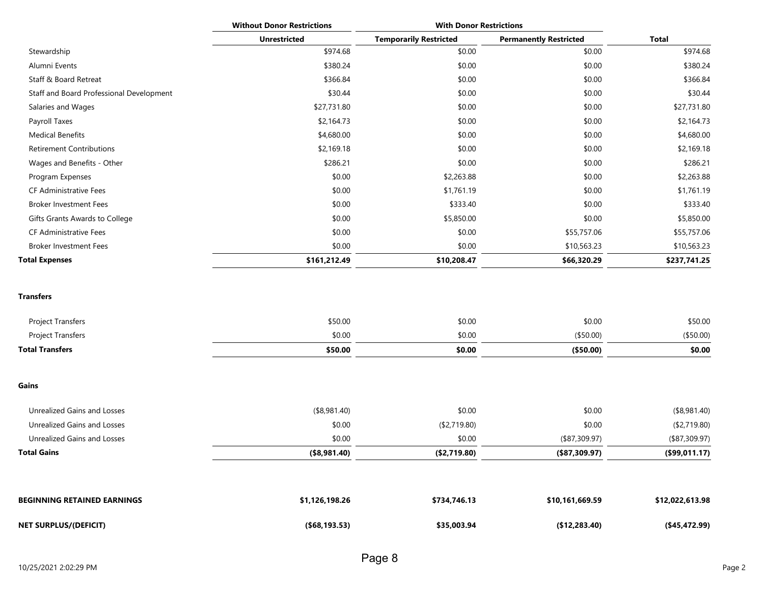| | Without Donor Restrictions | With Donor Restrictions | | |
|---|---|---|---|---|
| | **Unrestricted** | **Temporarily Restricted** | **Permanently Restricted** | **Total** |
| Stewardship | $974.68 | $0.00 | $0.00 | $974.68 |
| Alumni Events | $380.24 | $0.00 | $0.00 | $380.24 |
| Staff & Board Retreat | $366.84 | $0.00 | $0.00 | $366.84 |
| Staff and Board Professional Development | $30.44 | $0.00 | $0.00 | $30.44 |
| Salaries and Wages | $27,731.80 | $0.00 | $0.00 | $27,731.80 |
| Payroll Taxes | $2,164.73 | $0.00 | $0.00 | $2,164.73 |
| Medical Benefits | $4,680.00 | $0.00 | $0.00 | $4,680.00 |
| Retirement Contributions | $2,169.18 | $0.00 | $0.00 | $2,169.18 |
| Wages and Benefits - Other | $286.21 | $0.00 | $0.00 | $286.21 |
| Program Expenses | $0.00 | $2,263.88 | $0.00 | $2,263.88 |
| CF Administrative Fees | $0.00 | $1,761.19 | $0.00 | $1,761.19 |
| Broker Investment Fees | $0.00 | $333.40 | $0.00 | $333.40 |
| Gifts Grants Awards to College | $0.00 | $5,850.00 | $0.00 | $5,850.00 |
| CF Administrative Fees | $0.00 | $0.00 | $55,757.06 | $55,757.06 |
| Broker Investment Fees | $0.00 | $0.00 | $10,563.23 | $10,563.23 |
| **Total Expenses** | **$161,212.49** | **$10,208.47** | **$66,320.29** | **$237,741.25** |
| **Transfers** | | | | |
| Project Transfers | $50.00 | $0.00 | $0.00 | $50.00 |
| Project Transfers | $0.00 | $0.00 | ($50.00) | ($50.00) |
| **Total Transfers** | **$50.00** | **$0.00** | **($50.00)** | **$0.00** |
| **Gains** | | | | |
| Unrealized Gains and Losses | ($8,981.40) | $0.00 | $0.00 | ($8,981.40) |
| Unrealized Gains and Losses | $0.00 | ($2,719.80) | $0.00 | ($2,719.80) |
| Unrealized Gains and Losses | $0.00 | $0.00 | ($87,309.97) | ($87,309.97) |
| **Total Gains** | **($8,981.40)** | **($2,719.80)** | **($87,309.97)** | **($99,011.17)** |
| **BEGINNING RETAINED EARNINGS** | **$1,126,198.26** | **$734,746.13** | **$10,161,669.59** | **$12,022,613.98** |
| **NET SURPLUS/(DEFICIT)** | **($68,193.53)** | **$35,003.94** | **($12,283.40)** | **($45,472.99)** |

10/25/2021 2:02:29 PM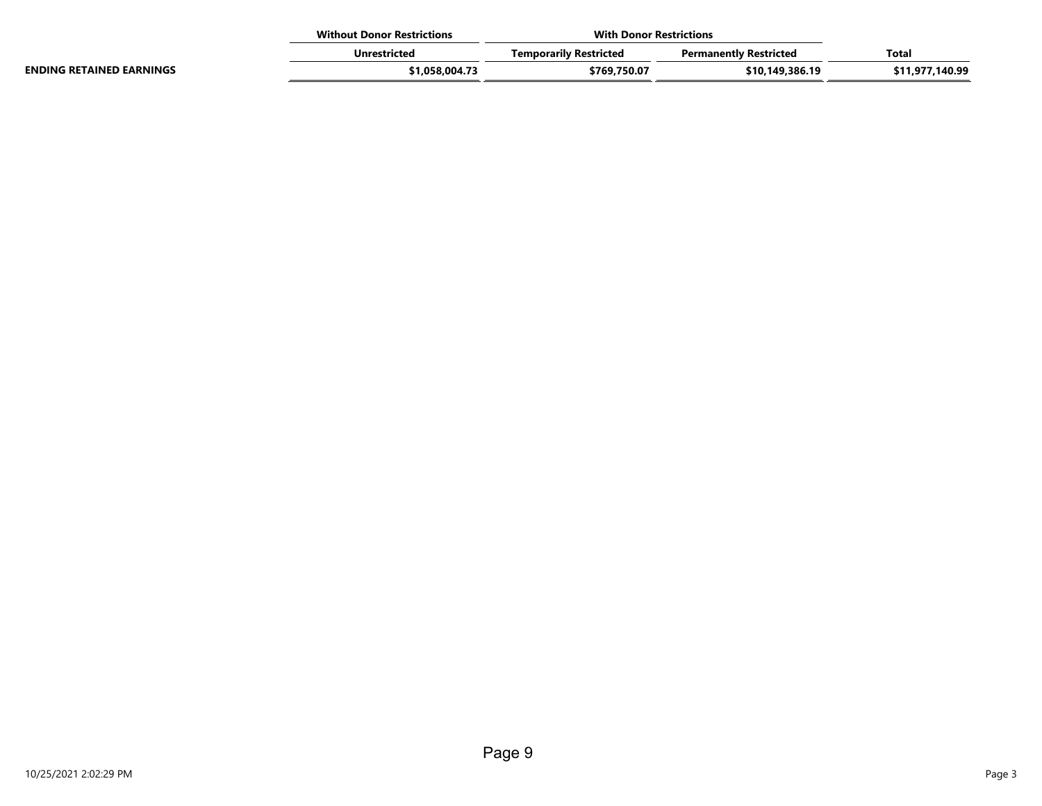| | Without Donor Restrictions | With Donor Restrictions | | |
|---|---|---|---|---|
| | Unrestricted | Temporarily Restricted | Permanently Restricted | Total |
| **ENDING RETAINED EARNINGS** | **$1,058,004.73** | **$769,750.07** | **$10,149,386.19** | **$11,977,140.99** |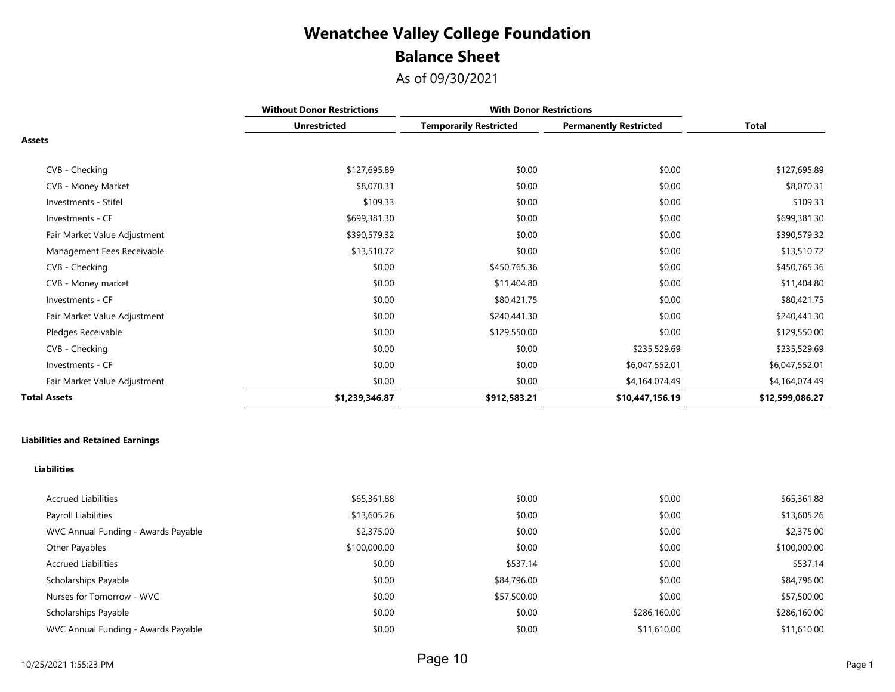# Wenatchee Valley College Foundation

## Balance Sheet

As of 09/30/2021

| | Without Donor Restrictions | With Donor Restrictions | | |
|---|---|---|---|---|
| | Unrestricted | Temporarily Restricted | Permanently Restricted | Total |
| **Assets** | | | | |
| CVB - Checking | $127,695.89 | $0.00 | $0.00 | $127,695.89 |
| CVB - Money Market | $8,070.31 | $0.00 | $0.00 | $8,070.31 |
| Investments - Stifel | $109.33 | $0.00 | $0.00 | $109.33 |
| Investments - CF | $699,381.30 | $0.00 | $0.00 | $699,381.30 |
| Fair Market Value Adjustment | $390,579.32 | $0.00 | $0.00 | $390,579.32 |
| Management Fees Receivable | $13,510.72 | $0.00 | $0.00 | $13,510.72 |
| CVB - Checking | $0.00 | $450,765.36 | $0.00 | $450,765.36 |
| CVB - Money market | $0.00 | $11,404.80 | $0.00 | $11,404.80 |
| Investments - CF | $0.00 | $80,421.75 | $0.00 | $80,421.75 |
| Fair Market Value Adjustment | $0.00 | $240,441.30 | $0.00 | $240,441.30 |
| Pledges Receivable | $0.00 | $129,550.00 | $0.00 | $129,550.00 |
| CVB - Checking | $0.00 | $0.00 | $235,529.69 | $235,529.69 |
| Investments - CF | $0.00 | $0.00 | $6,047,552.01 | $6,047,552.01 |
| Fair Market Value Adjustment | $0.00 | $0.00 | $4,164,074.49 | $4,164,074.49 |
| **Total Assets** | **$1,239,346.87** | **$912,583.21** | **$10,447,156.19** | **$12,599,086.27** |
| **Liabilities and Retained Earnings** | | | | |
| **Liabilities** | | | | |
| Accrued Liabilities | $65,361.88 | $0.00 | $0.00 | $65,361.88 |
| Payroll Liabilities | $13,605.26 | $0.00 | $0.00 | $13,605.26 |
| WVC Annual Funding - Awards Payable | $2,375.00 | $0.00 | $0.00 | $2,375.00 |
| Other Payables | $100,000.00 | $0.00 | $0.00 | $100,000.00 |
| Accrued Liabilities | $0.00 | $537.14 | $0.00 | $537.14 |
| Scholarships Payable | $0.00 | $84,796.00 | $0.00 | $84,796.00 |
| Nurses for Tomorrow - WVC | $0.00 | $57,500.00 | $0.00 | $57,500.00 |
| Scholarships Payable | $0.00 | $0.00 | $286,160.00 | $286,160.00 |
| WVC Annual Funding - Awards Payable | $0.00 | $0.00 | $11,610.00 | $11,610.00 |

10/25/2021 1:55:23 PM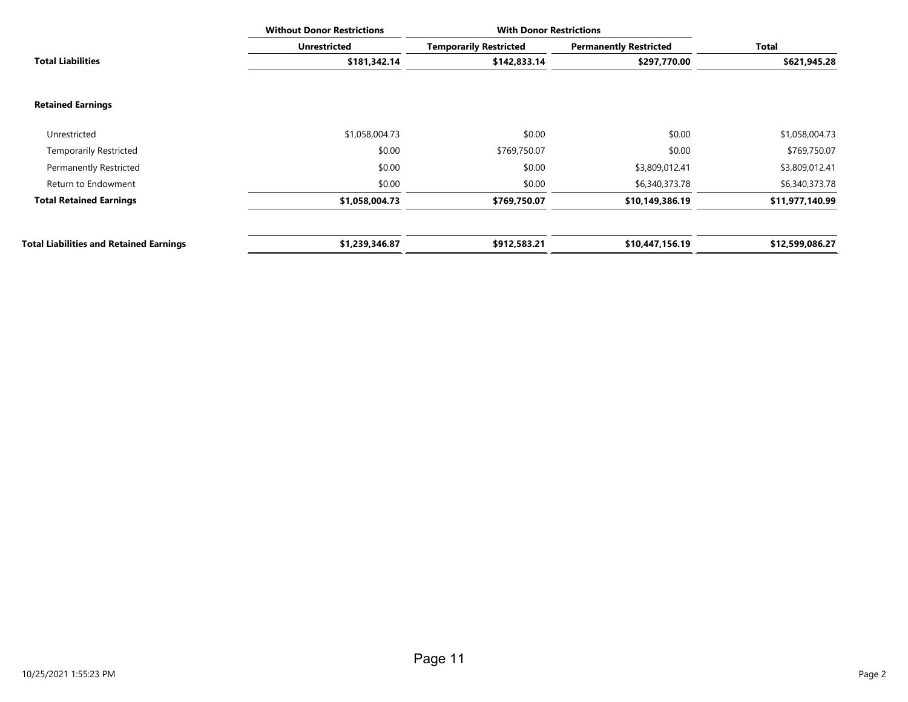| | Without Donor Restrictions | With Donor Restrictions | | |
|---|---|---|---|---|
| | **Unrestricted** | **Temporarily Restricted** | **Permanently Restricted** | **Total** |
| **Total Liabilities** | **$181,342.14** | **$142,833.14** | **$297,770.00** | **$621,945.28** |
| **Retained Earnings** | | | | |
| Unrestricted | $1,058,004.73 | $0.00 | $0.00 | $1,058,004.73 |
| Temporarily Restricted | $0.00 | $769,750.07 | $0.00 | $769,750.07 |
| Permanently Restricted | $0.00 | $0.00 | $3,809,012.41 | $3,809,012.41 |
| Return to Endowment | $0.00 | $0.00 | $6,340,373.78 | $6,340,373.78 |
| **Total Retained Earnings** | **$1,058,004.73** | **$769,750.07** | **$10,149,386.19** | **$11,977,140.99** |
| **Total Liabilities and Retained Earnings** | **$1,239,346.87** | **$912,583.21** | **$10,447,156.19** | **$12,599,086.27** |

10/25/2021 1:55:23 PM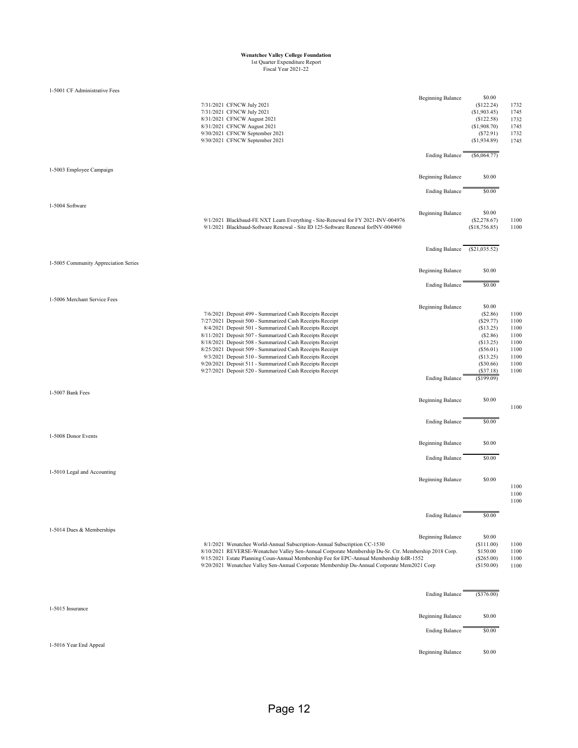**Wenatchee Valley College Foundation**
1st Quarter Expenditure Report
Fiscal Year 2021-22

| Account | Date / Description | | Amount | Fund |
|---|---|---|---|---|
| 1-5001 CF Administrative Fees | | Beginning Balance | $0.00 | |
| | 7/31/2021 CFNCW July 2021 | | ($122.24) | 1732 |
| | 7/31/2021 CFNCW July 2021 | | ($1,903.45) | 1745 |
| | 8/31/2021 CFNCW August 2021 | | ($122.58) | 1732 |
| | 8/31/2021 CFNCW August 2021 | | ($1,908.70) | 1745 |
| | 9/30/2021 CFNCW September 2021 | | ($72.91) | 1732 |
| | 9/30/2021 CFNCW September 2021 | | ($1,934.89) | 1745 |
| | | Ending Balance | ($6,064.77) | |
| 1-5003 Employee Campaign | | Beginning Balance | $0.00 | |
| | | Ending Balance | $0.00 | |
| 1-5004 Software | | Beginning Balance | $0.00 | |
| | 9/1/2021 Blackbaud-FE NXT Learn Everything - Site-Renewal for FY 2021-INV-004976 | | ($2,278.67) | 1100 |
| | 9/1/2021 Blackbaud-Software Renewal - Site ID 125-Software Renewal forINV-004960 | | ($18,756.85) | 1100 |
| | | Ending Balance | ($21,035.52) | |
| 1-5005 Community Appreciation Series | | Beginning Balance | $0.00 | |
| | | Ending Balance | $0.00 | |
| 1-5006 Merchant Service Fees | | Beginning Balance | $0.00 | |
| | 7/6/2021 Deposit 499 - Summarized Cash Receipts Receipt | | ($2.86) | 1100 |
| | 7/27/2021 Deposit 500 - Summarized Cash Receipts Receipt | | ($29.77) | 1100 |
| | 8/4/2021 Deposit 501 - Summarized Cash Receipts Receipt | | ($13.25) | 1100 |
| | 8/11/2021 Deposit 507 - Summarized Cash Receipts Receipt | | ($2.86) | 1100 |
| | 8/18/2021 Deposit 508 - Summarized Cash Receipts Receipt | | ($13.25) | 1100 |
| | 8/25/2021 Deposit 509 - Summarized Cash Receipts Receipt | | ($56.01) | 1100 |
| | 9/3/2021 Deposit 510 - Summarized Cash Receipts Receipt | | ($13.25) | 1100 |
| | 9/20/2021 Deposit 511 - Summarized Cash Receipts Receipt | | ($30.66) | 1100 |
| | 9/27/2021 Deposit 520 - Summarized Cash Receipts Receipt | | ($37.18) | 1100 |
| | | Ending Balance | ($199.09) | |
| 1-5007 Bank Fees | | Beginning Balance | $0.00 | |
| | | | | 1100 |
| | | Ending Balance | $0.00 | |
| 1-5008 Donor Events | | Beginning Balance | $0.00 | |
| | | Ending Balance | $0.00 | |
| 1-5010 Legal and Accounting | | Beginning Balance | $0.00 | |
| | | | | 1100 |
| | | | | 1100 |
| | | | | 1100 |
| | | Ending Balance | $0.00 | |
| 1-5014 Dues & Memberships | | Beginning Balance | $0.00 | |
| | 8/1/2021 Wenatchee World-Annual Subscription-Annual Subscription CC-1530 | | ($111.00) | 1100 |
| | 8/10/2021 REVERSE-Wenatchee Valley Sen-Annual Corporate Membership Du-Sr. Ctr. Membership 2018 Corp. | | $150.00 | 1100 |
| | 9/15/2021 Estate Planning Coun-Annual Membership Fee for EPC-Annual Membership foIR-1552 | | ($265.00) | 1100 |
| | 9/20/2021 Wenatchee Valley Sen-Annual Corporate Membership Du-Annual Corporate Mem2021 Corp | | ($150.00) | 1100 |
| | | Ending Balance | ($376.00) | |
| 1-5015 Insurance | | Beginning Balance | $0.00 | |
| | | Ending Balance | $0.00 | |
| 1-5016 Year End Appeal | | Beginning Balance | $0.00 | |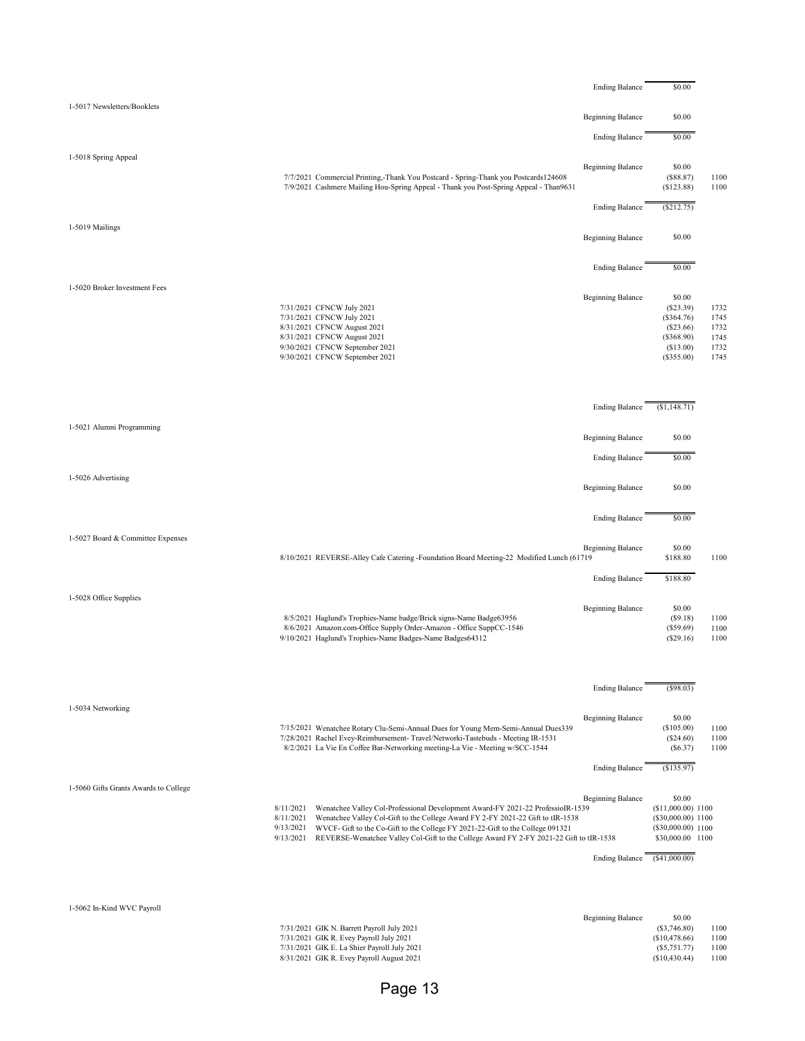| | | | | |
|---|---|---|---|---|
| | | Ending Balance | $0.00 | |
| 1-5017 Newsletters/Booklets | | | | |
| | | Beginning Balance | $0.00 | |
| | | Ending Balance | $0.00 | |
| 1-5018 Spring Appeal | | | | |
| | | Beginning Balance | $0.00 | |
| | 7/7/2021 Commercial Printing,-Thank You Postcard - Spring-Thank you Postcards124608 | | ($88.87) | 1100 |
| | 7/9/2021 Cashmere Mailing Hou-Spring Appeal - Thank you Post-Spring Appeal - Than9631 | | ($123.88) | 1100 |
| | | Ending Balance | ($212.75) | |
| 1-5019 Mailings | | | | |
| | | Beginning Balance | $0.00 | |
| | | Ending Balance | $0.00 | |
| 1-5020 Broker Investment Fees | | | | |
| | | Beginning Balance | $0.00 | |
| | 7/31/2021 CFNCW July 2021 | | ($23.39) | 1732 |
| | 7/31/2021 CFNCW July 2021 | | ($364.76) | 1745 |
| | 8/31/2021 CFNCW August 2021 | | ($23.66) | 1732 |
| | 8/31/2021 CFNCW August 2021 | | ($368.90) | 1745 |
| | 9/30/2021 CFNCW September 2021 | | ($13.00) | 1732 |
| | 9/30/2021 CFNCW September 2021 | | ($355.00) | 1745 |
| | | Ending Balance | ($1,148.71) | |
| 1-5021 Alumni Programming | | | | |
| | | Beginning Balance | $0.00 | |
| | | Ending Balance | $0.00 | |
| 1-5026 Advertising | | | | |
| | | Beginning Balance | $0.00 | |
| | | Ending Balance | $0.00 | |
| 1-5027 Board & Committee Expenses | | | | |
| | | Beginning Balance | $0.00 | |
| | 8/10/2021 REVERSE-Alley Cafe Catering -Foundation Board Meeting-22 Modified Lunch (61719 | | $188.80 | 1100 |
| | | Ending Balance | $188.80 | |
| 1-5028 Office Supplies | | | | |
| | | Beginning Balance | $0.00 | |
| | 8/5/2021 Haglund's Trophies-Name badge/Brick signs-Name Badge63956 | | ($9.18) | 1100 |
| | 8/6/2021 Amazon.com-Office Supply Order-Amazon - Office SuppCC-1546 | | ($59.69) | 1100 |
| | 9/10/2021 Haglund's Trophies-Name Badges-Name Badges64312 | | ($29.16) | 1100 |
| | | Ending Balance | ($98.03) | |
| 1-5034 Networking | | | | |
| | | Beginning Balance | $0.00 | |
| | 7/15/2021 Wenatchee Rotary Clu-Semi-Annual Dues for Young Mem-Semi-Annual Dues339 | | ($105.00) | 1100 |
| | 7/28/2021 Rachel Evey-Reimbursement- Travel/Networki-Tastebuds - Meeting IR-1531 | | ($24.60) | 1100 |
| | 8/2/2021 La Vie En Coffee Bar-Networking meeting-La Vie - Meeting w/SCC-1544 | | ($6.37) | 1100 |
| | | Ending Balance | ($135.97) | |
| 1-5060 Gifts Grants Awards to College | | | | |
| | | Beginning Balance | $0.00 | |
| | 8/11/2021 Wenatchee Valley Col-Professional Development Award-FY 2021-22 ProfessioIR-1539 | | ($11,000.00) | 1100 |
| | 8/11/2021 Wenatchee Valley Col-Gift to the College Award FY 2-FY 2021-22 Gift to tIR-1538 | | ($30,000.00) | 1100 |
| | 9/13/2021 WVCF- Gift to the Co-Gift to the College FY 2021-22-Gift to the College 091321 | | ($30,000.00) | 1100 |
| | 9/13/2021 REVERSE-Wenatchee Valley Col-Gift to the College Award FY 2-FY 2021-22 Gift to tIR-1538 | | $30,000.00 | 1100 |
| | | Ending Balance | ($41,000.00) | |
| 1-5062 In-Kind WVC Payroll | | | | |
| | | Beginning Balance | $0.00 | |
| | 7/31/2021 GIK N. Barrett Payroll July 2021 | | ($3,746.80) | 1100 |
| | 7/31/2021 GIK R. Evey Payroll July 2021 | | ($10,478.66) | 1100 |
| | 7/31/2021 GIK E. La Shier Payroll July 2021 | | ($5,751.77) | 1100 |
| | 8/31/2021 GIK R. Evey Payroll August 2021 | | ($10,430.44) | 1100 |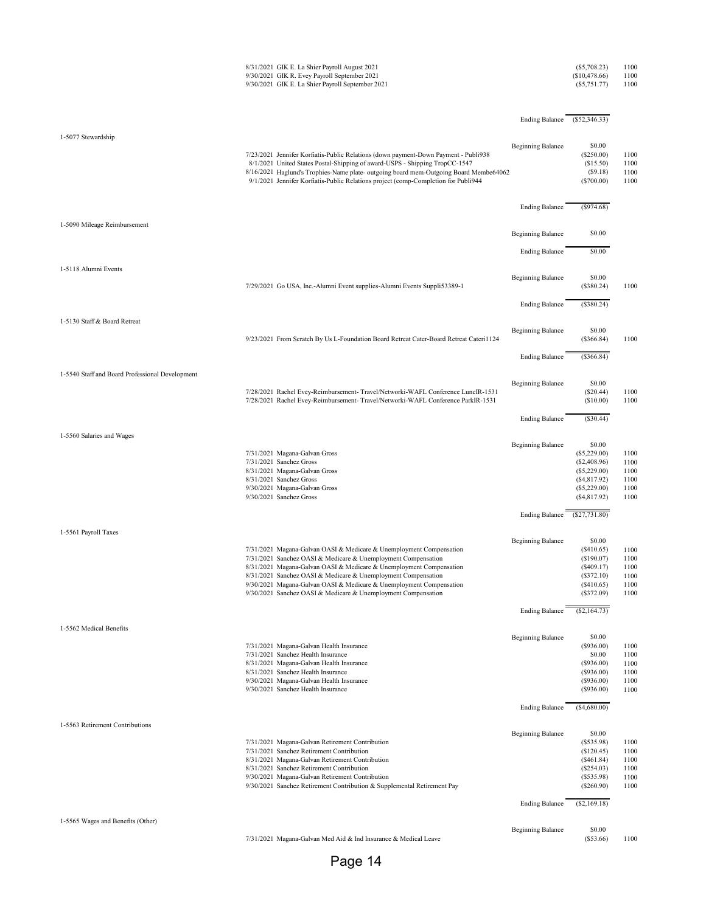| Account | Date / Description | | Amount | Fund |
|---|---|---|---|---|
| | 8/31/2021 GIK E. La Shier Payroll August 2021 | | ($5,708.23) | 1100 |
| | 9/30/2021 GIK R. Evey Payroll September 2021 | | ($10,478.66) | 1100 |
| | 9/30/2021 GIK E. La Shier Payroll September 2021 | | ($5,751.77) | 1100 |
| | | Ending Balance | ($52,346.33) | |
| 1-5077 Stewardship | | | | |
| | | Beginning Balance | $0.00 | |
| | 7/23/2021 Jennifer Korfiatis-Public Relations (down payment-Down Payment - Publi938 | | ($250.00) | 1100 |
| | 8/1/2021 United States Postal-Shipping of award-USPS - Shipping TropCC-1547 | | ($15.50) | 1100 |
| | 8/16/2021 Haglund's Trophies-Name plate- outgoing board mem-Outgoing Board Membe64062 | | ($9.18) | 1100 |
| | 9/1/2021 Jennifer Korfiatis-Public Relations project (comp-Completion for Publi944 | | ($700.00) | 1100 |
| | | Ending Balance | ($974.68) | |
| 1-5090 Mileage Reimbursement | | | | |
| | | Beginning Balance | $0.00 | |
| | | Ending Balance | $0.00 | |
| 1-5118 Alumni Events | | | | |
| | | Beginning Balance | $0.00 | |
| | 7/29/2021 Go USA, Inc.-Alumni Event supplies-Alumni Events Suppli53389-1 | | ($380.24) | 1100 |
| | | Ending Balance | ($380.24) | |
| 1-5130 Staff & Board Retreat | | | | |
| | | Beginning Balance | $0.00 | |
| | 9/23/2021 From Scratch By Us L-Foundation Board Retreat Cater-Board Retreat Cateri1124 | | ($366.84) | 1100 |
| | | Ending Balance | ($366.84) | |
| 1-5540 Staff and Board Professional Development | | | | |
| | | Beginning Balance | $0.00 | |
| | 7/28/2021 Rachel Evey-Reimbursement- Travel/Networki-WAFL Conference LuncIR-1531 | | ($20.44) | 1100 |
| | 7/28/2021 Rachel Evey-Reimbursement- Travel/Networki-WAFL Conference ParkIR-1531 | | ($10.00) | 1100 |
| | | Ending Balance | ($30.44) | |
| 1-5560 Salaries and Wages | | | | |
| | | Beginning Balance | $0.00 | |
| | 7/31/2021 Magana-Galvan Gross | | ($5,229.00) | 1100 |
| | 7/31/2021 Sanchez Gross | | ($2,408.96) | 1100 |
| | 8/31/2021 Magana-Galvan Gross | | ($5,229.00) | 1100 |
| | 8/31/2021 Sanchez Gross | | ($4,817.92) | 1100 |
| | 9/30/2021 Magana-Galvan Gross | | ($5,229.00) | 1100 |
| | 9/30/2021 Sanchez Gross | | ($4,817.92) | 1100 |
| | | Ending Balance | ($27,731.80) | |
| 1-5561 Payroll Taxes | | | | |
| | | Beginning Balance | $0.00 | |
| | 7/31/2021 Magana-Galvan OASI & Medicare & Unemployment Compensation | | ($410.65) | 1100 |
| | 7/31/2021 Sanchez OASI & Medicare & Unemployment Compensation | | ($190.07) | 1100 |
| | 8/31/2021 Magana-Galvan OASI & Medicare & Unemployment Compensation | | ($409.17) | 1100 |
| | 8/31/2021 Sanchez OASI & Medicare & Unemployment Compensation | | ($372.10) | 1100 |
| | 9/30/2021 Magana-Galvan OASI & Medicare & Unemployment Compensation | | ($410.65) | 1100 |
| | 9/30/2021 Sanchez OASI & Medicare & Unemployment Compensation | | ($372.09) | 1100 |
| | | Ending Balance | ($2,164.73) | |
| 1-5562 Medical Benefits | | | | |
| | | Beginning Balance | $0.00 | |
| | 7/31/2021 Magana-Galvan Health Insurance | | ($936.00) | 1100 |
| | 7/31/2021 Sanchez Health Insurance | | $0.00 | 1100 |
| | 8/31/2021 Magana-Galvan Health Insurance | | ($936.00) | 1100 |
| | 8/31/2021 Sanchez Health Insurance | | ($936.00) | 1100 |
| | 9/30/2021 Magana-Galvan Health Insurance | | ($936.00) | 1100 |
| | 9/30/2021 Sanchez Health Insurance | | ($936.00) | 1100 |
| | | Ending Balance | ($4,680.00) | |
| 1-5563 Retirement Contributions | | | | |
| | | Beginning Balance | $0.00 | |
| | 7/31/2021 Magana-Galvan Retirement Contribution | | ($535.98) | 1100 |
| | 7/31/2021 Sanchez Retirement Contribution | | ($120.45) | 1100 |
| | 8/31/2021 Magana-Galvan Retirement Contribution | | ($461.84) | 1100 |
| | 8/31/2021 Sanchez Retirement Contribution | | ($254.03) | 1100 |
| | 9/30/2021 Magana-Galvan Retirement Contribution | | ($535.98) | 1100 |
| | 9/30/2021 Sanchez Retirement Contribution & Supplemental Retirement Pay | | ($260.90) | 1100 |
| | | Ending Balance | ($2,169.18) | |
| 1-5565 Wages and Benefits (Other) | | | | |
| | | Beginning Balance | $0.00 | |
| | 7/31/2021 Magana-Galvan Med Aid & Ind Insurance & Medical Leave | | ($53.66) | 1100 |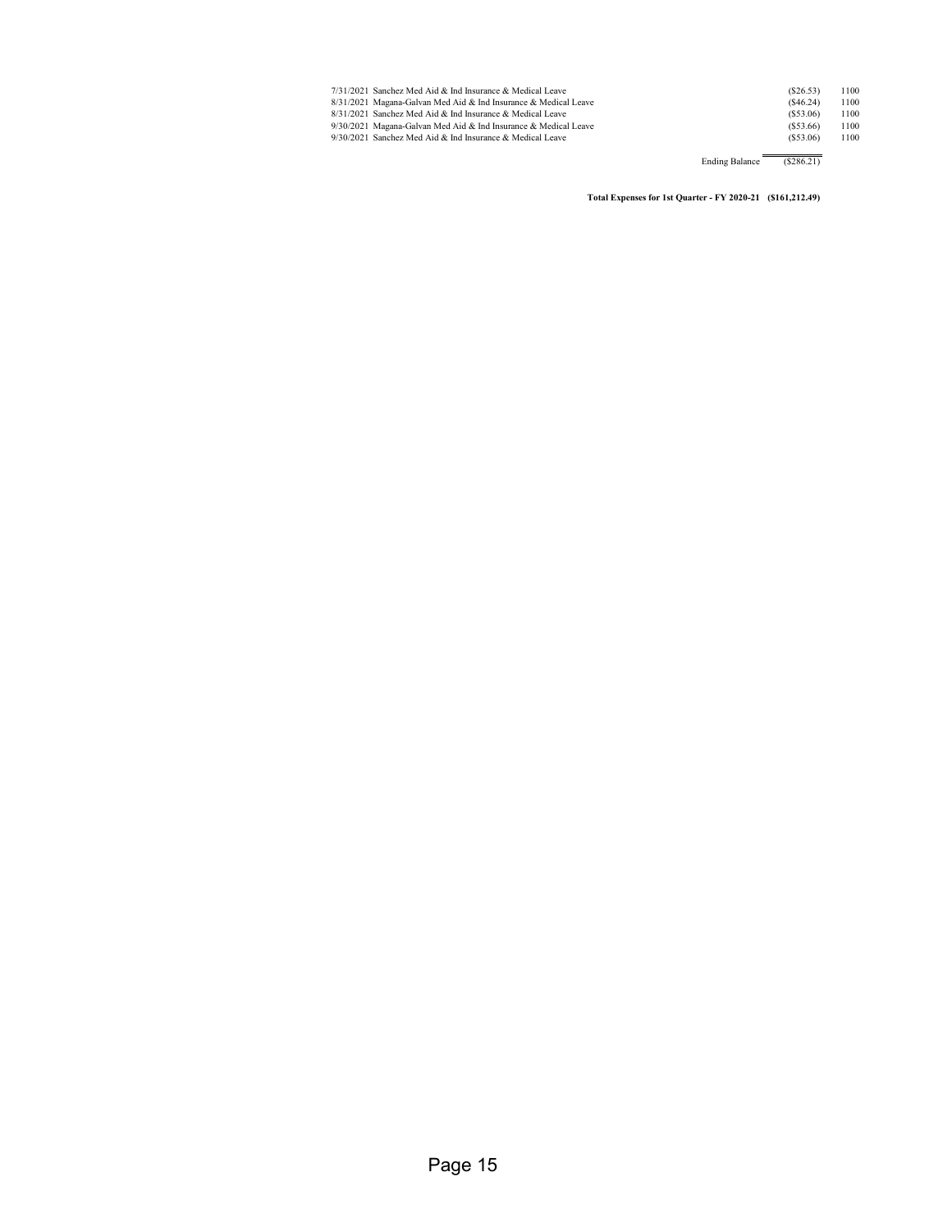| Date | Description | Amount | Fund |
|---|---|---|---|
| 7/31/2021 | Sanchez Med Aid & Ind Insurance & Medical Leave | ($26.53) | 1100 |
| 8/31/2021 | Magana-Galvan Med Aid & Ind Insurance & Medical Leave | ($46.24) | 1100 |
| 8/31/2021 | Sanchez Med Aid & Ind Insurance & Medical Leave | ($53.06) | 1100 |
| 9/30/2021 | Magana-Galvan Med Aid & Ind Insurance & Medical Leave | ($53.66) | 1100 |
| 9/30/2021 | Sanchez Med Aid & Ind Insurance & Medical Leave | ($53.06) | 1100 |
| | Ending Balance | ($286.21) | |

**Total Expenses for 1st Quarter - FY 2020-21 ($161,212.49)**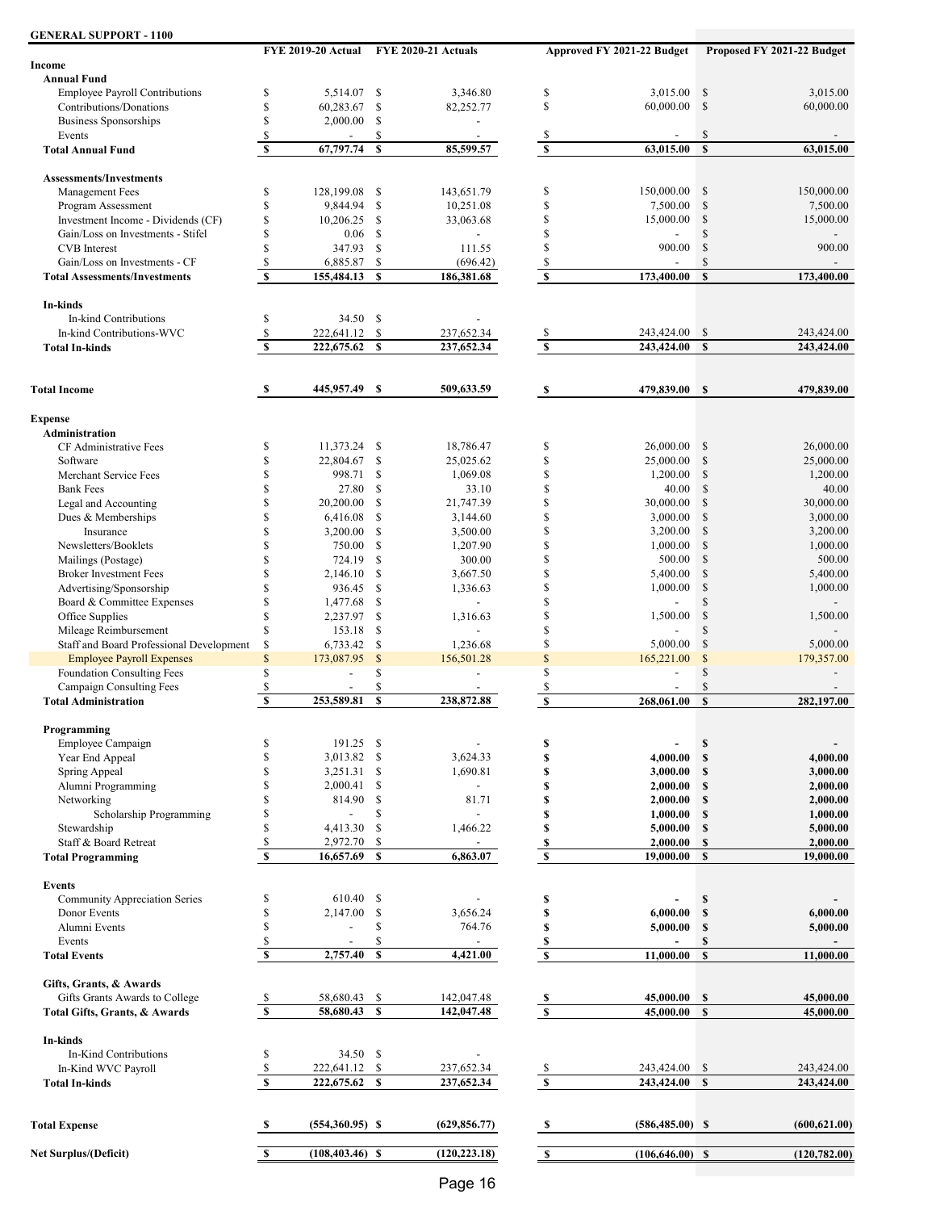**GENERAL SUPPORT - 1100**

| | FYE 2019-20 Actual | FYE 2020-21 Actuals | Approved FY 2021-22 Budget | Proposed FY 2021-22 Budget |
|---|---|---|---|---|
| **Income** | | | | |
| **Annual Fund** | | | | |
| Employee Payroll Contributions | $ 5,514.07 | $ 3,346.80 | $ 3,015.00 | $ 3,015.00 |
| Contributions/Donations | $ 60,283.67 | $ 82,252.77 | $ 60,000.00 | $ 60,000.00 |
| Business Sponsorships | $ 2,000.00 | $ - | | |
| Events | $ - | $ - | $ - | $ - |
| **Total Annual Fund** | **$ 67,797.74** | **$ 85,599.57** | **$ 63,015.00** | **$ 63,015.00** |
| **Assessments/Investments** | | | | |
| Management Fees | $ 128,199.08 | $ 143,651.79 | $ 150,000.00 | $ 150,000.00 |
| Program Assessment | $ 9,844.94 | $ 10,251.08 | $ 7,500.00 | $ 7,500.00 |
| Investment Income - Dividends (CF) | $ 10,206.25 | $ 33,063.68 | $ 15,000.00 | $ 15,000.00 |
| Gain/Loss on Investments - Stifel | $ 0.06 | $ - | $ - | $ - |
| CVB Interest | $ 347.93 | $ 111.55 | $ 900.00 | $ 900.00 |
| Gain/Loss on Investments - CF | $ 6,885.87 | $ (696.42) | $ - | $ - |
| **Total Assessments/Investments** | **$ 155,484.13** | **$ 186,381.68** | **$ 173,400.00** | **$ 173,400.00** |
| **In-kinds** | | | | |
| In-kind Contributions | $ 34.50 | $ - | | |
| In-kind Contributions-WVC | $ 222,641.12 | $ 237,652.34 | $ 243,424.00 | $ 243,424.00 |
| **Total In-kinds** | **$ 222,675.62** | **$ 237,652.34** | **$ 243,424.00** | **$ 243,424.00** |
| **Total Income** | **$ 445,957.49** | **$ 509,633.59** | **$ 479,839.00** | **$ 479,839.00** |
| **Expense** | | | | |
| **Administration** | | | | |
| CF Administrative Fees | $ 11,373.24 | $ 18,786.47 | $ 26,000.00 | $ 26,000.00 |
| Software | $ 22,804.67 | $ 25,025.62 | $ 25,000.00 | $ 25,000.00 |
| Merchant Service Fees | $ 998.71 | $ 1,069.08 | $ 1,200.00 | $ 1,200.00 |
| Bank Fees | $ 27.80 | $ 33.10 | $ 40.00 | $ 40.00 |
| Legal and Accounting | $ 20,200.00 | $ 21,747.39 | $ 30,000.00 | $ 30,000.00 |
| Dues & Memberships | $ 6,416.08 | $ 3,144.60 | $ 3,000.00 | $ 3,000.00 |
| Insurance | $ 3,200.00 | $ 3,500.00 | $ 3,200.00 | $ 3,200.00 |
| Newsletters/Booklets | $ 750.00 | $ 1,207.90 | $ 1,000.00 | $ 1,000.00 |
| Mailings (Postage) | $ 724.19 | $ 300.00 | $ 500.00 | $ 500.00 |
| Broker Investment Fees | $ 2,146.10 | $ 3,667.50 | $ 5,400.00 | $ 5,400.00 |
| Advertising/Sponsorship | $ 936.45 | $ 1,336.63 | $ 1,000.00 | $ 1,000.00 |
| Board & Committee Expenses | $ 1,477.68 | $ - | $ - | $ - |
| Office Supplies | $ 2,237.97 | $ 1,316.63 | $ 1,500.00 | $ 1,500.00 |
| Mileage Reimbursement | $ 153.18 | $ - | $ - | $ - |
| Staff and Board Professional Development | $ 6,733.42 | $ 1,236.68 | $ 5,000.00 | $ 5,000.00 |
| Employee Payroll Expenses | $ 173,087.95 | $ 156,501.28 | $ 165,221.00 | $ 179,357.00 |
| Foundation Consulting Fees | $ - | $ - | $ - | $ - |
| Campaign Consulting Fees | $ - | $ - | $ - | $ - |
| **Total Administration** | **$ 253,589.81** | **$ 238,872.88** | **$ 268,061.00** | **$ 282,197.00** |
| **Programming** | | | | |
| Employee Campaign | $ 191.25 | $ - | **$ -** | **$ -** |
| Year End Appeal | $ 3,013.82 | $ 3,624.33 | **$ 4,000.00** | **$ 4,000.00** |
| Spring Appeal | $ 3,251.31 | $ 1,690.81 | **$ 3,000.00** | **$ 3,000.00** |
| Alumni Programming | $ 2,000.41 | $ - | **$ 2,000.00** | **$ 2,000.00** |
| Networking | $ 814.90 | $ 81.71 | **$ 2,000.00** | **$ 2,000.00** |
| Scholarship Programming | $ - | $ - | **$ 1,000.00** | **$ 1,000.00** |
| Stewardship | $ 4,413.30 | $ 1,466.22 | **$ 5,000.00** | **$ 5,000.00** |
| Staff & Board Retreat | $ 2,972.70 | $ - | **$ 2,000.00** | **$ 2,000.00** |
| **Total Programming** | **$ 16,657.69** | **$ 6,863.07** | **$ 19,000.00** | **$ 19,000.00** |
| **Events** | | | | |
| Community Appreciation Series | $ 610.40 | $ - | **$ -** | **$ -** |
| Donor Events | $ 2,147.00 | $ 3,656.24 | **$ 6,000.00** | **$ 6,000.00** |
| Alumni Events | $ - | $ 764.76 | **$ 5,000.00** | **$ 5,000.00** |
| Events | $ - | $ - | **$ -** | **$ -** |
| **Total Events** | **$ 2,757.40** | **$ 4,421.00** | **$ 11,000.00** | **$ 11,000.00** |
| **Gifts, Grants, & Awards** | | | | |
| Gifts Grants Awards to College | $ 58,680.43 | $ 142,047.48 | **$ 45,000.00** | **$ 45,000.00** |
| **Total Gifts, Grants, & Awards** | **$ 58,680.43** | **$ 142,047.48** | **$ 45,000.00** | **$ 45,000.00** |
| **In-kinds** | | | | |
| In-Kind Contributions | $ 34.50 | $ - | | |
| In-Kind WVC Payroll | $ 222,641.12 | $ 237,652.34 | $ 243,424.00 | $ 243,424.00 |
| **Total In-kinds** | **$ 222,675.62** | **$ 237,652.34** | **$ 243,424.00** | **$ 243,424.00** |
| **Total Expense** | **$ (554,360.95)** | **$ (629,856.77)** | **$ (586,485.00)** | **$ (600,621.00)** |
| **Net Surplus/(Deficit)** | **$ (108,403.46)** | **$ (120,223.18)** | **$ (106,646.00)** | **$ (120,782.00)** |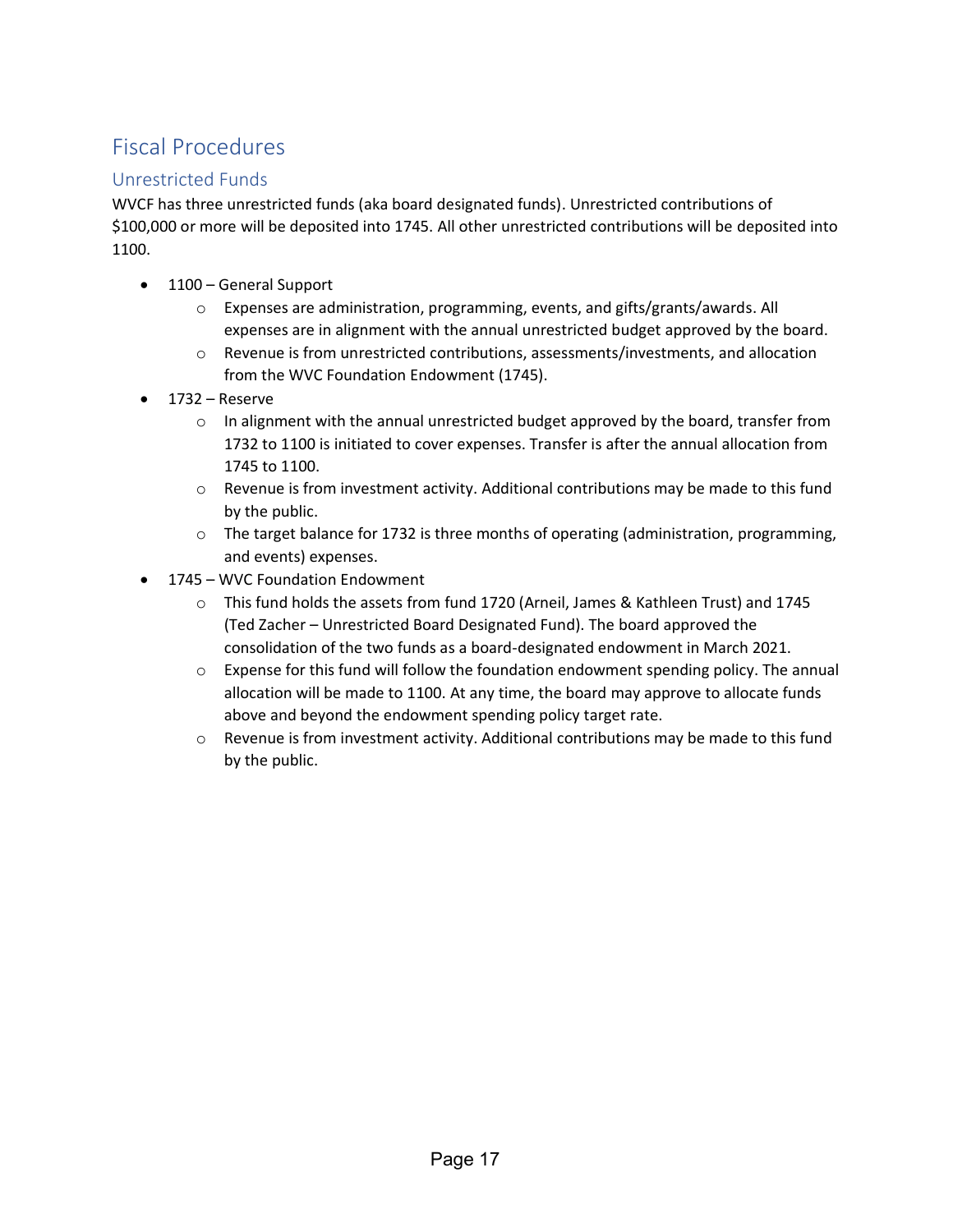# Fiscal Procedures

## Unrestricted Funds

WVCF has three unrestricted funds (aka board designated funds). Unrestricted contributions of $100,000 or more will be deposited into 1745. All other unrestricted contributions will be deposited into 1100.

- 1100 – General Support
  - Expenses are administration, programming, events, and gifts/grants/awards. All expenses are in alignment with the annual unrestricted budget approved by the board.
  - Revenue is from unrestricted contributions, assessments/investments, and allocation from the WVC Foundation Endowment (1745).
- 1732 – Reserve
  - In alignment with the annual unrestricted budget approved by the board, transfer from 1732 to 1100 is initiated to cover expenses. Transfer is after the annual allocation from 1745 to 1100.
  - Revenue is from investment activity. Additional contributions may be made to this fund by the public.
  - The target balance for 1732 is three months of operating (administration, programming, and events) expenses.
- 1745 – WVC Foundation Endowment
  - This fund holds the assets from fund 1720 (Arneil, James & Kathleen Trust) and 1745 (Ted Zacher – Unrestricted Board Designated Fund). The board approved the consolidation of the two funds as a board-designated endowment in March 2021.
  - Expense for this fund will follow the foundation endowment spending policy. The annual allocation will be made to 1100. At any time, the board may approve to allocate funds above and beyond the endowment spending policy target rate.
  - Revenue is from investment activity. Additional contributions may be made to this fund by the public.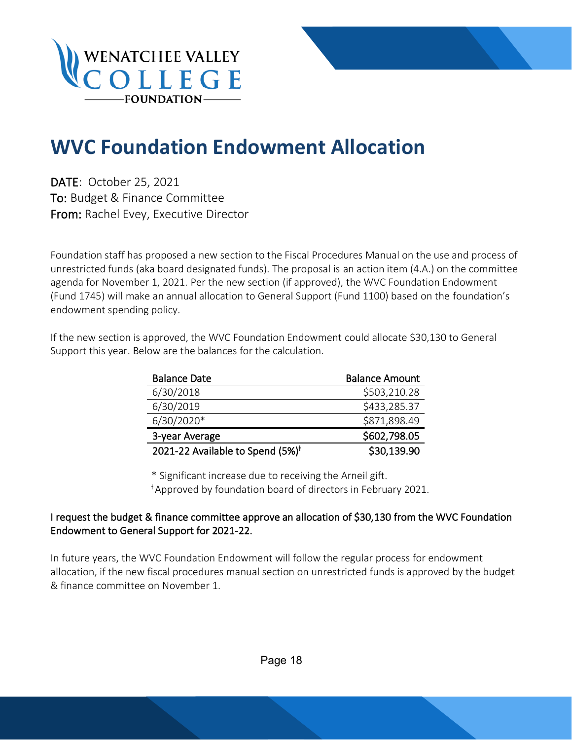WENATCHEE VALLEY COLLEGE FOUNDATION

# WVC Foundation Endowment Allocation

**DATE**: October 25, 2021
**To:** Budget & Finance Committee
**From:** Rachel Evey, Executive Director

Foundation staff has proposed a new section to the Fiscal Procedures Manual on the use and process of unrestricted funds (aka board designated funds). The proposal is an action item (4.A.) on the committee agenda for November 1, 2021. Per the new section (if approved), the WVC Foundation Endowment (Fund 1745) will make an annual allocation to General Support (Fund 1100) based on the foundation's endowment spending policy.

If the new section is approved, the WVC Foundation Endowment could allocate $30,130 to General Support this year. Below are the balances for the calculation.

| Balance Date | Balance Amount |
|---|---|
| 6/30/2018 | $503,210.28 |
| 6/30/2019 | $433,285.37 |
| 6/30/2020* | $871,898.49 |
| **3-year Average** | **$602,798.05** |
| **2021-22 Available to Spend (5%)ǂ** | **$30,139.90** |

* Significant increase due to receiving the Arneil gift.

ǂ Approved by foundation board of directors in February 2021.

**I request the budget & finance committee approve an allocation of $30,130 from the WVC Foundation Endowment to General Support for 2021-22.**

In future years, the WVC Foundation Endowment will follow the regular process for endowment allocation, if the new fiscal procedures manual section on unrestricted funds is approved by the budget & finance committee on November 1.